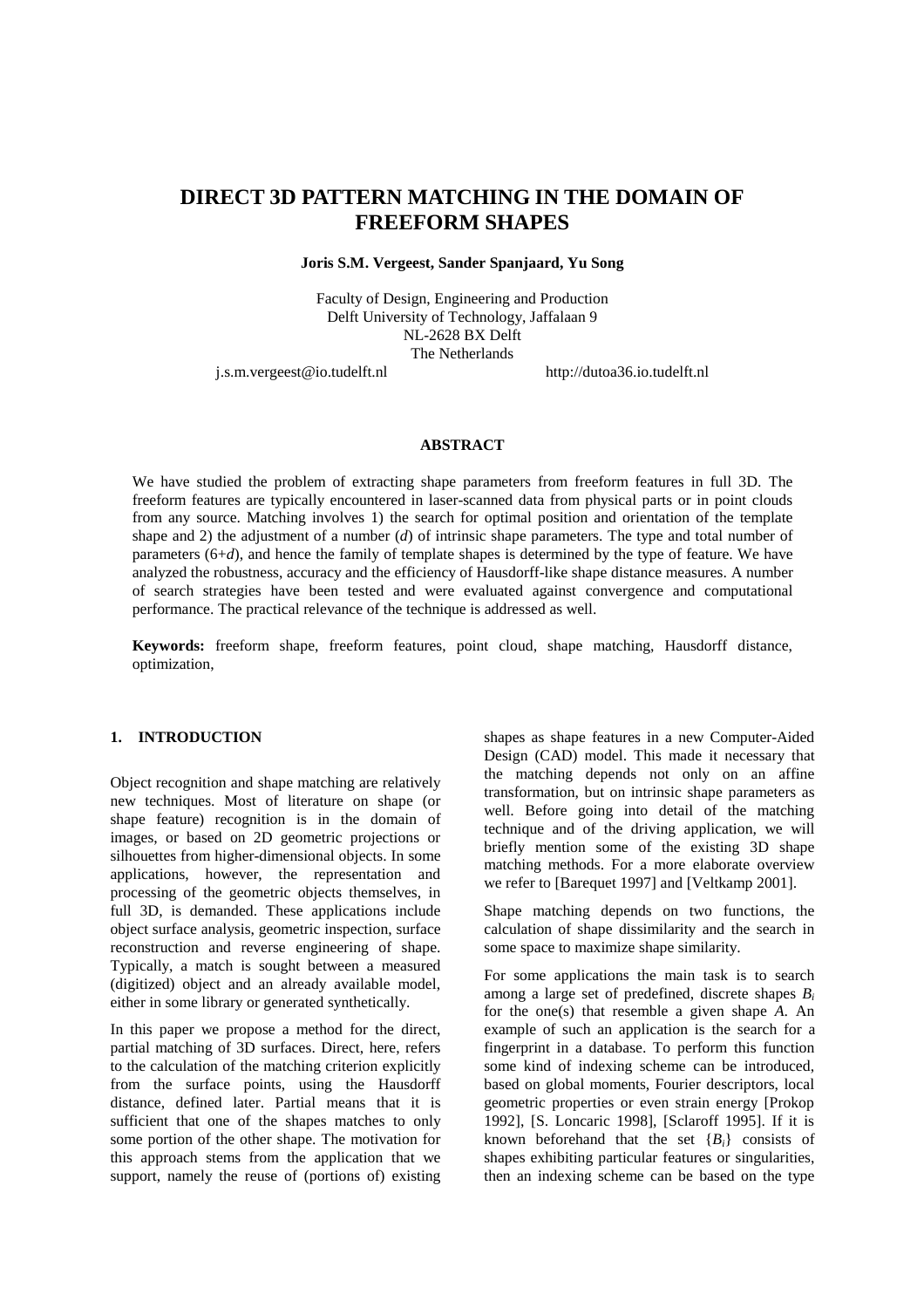# DIRECT 3D PATTERN MATCHING IN THE DOMAIN OF FREEFORM SHAPES

**Joris S.M. Vergeest, Sander Spanjaard, Yu Song**

Faculty of Design, Engineering and Production
Delft University of Technology, Jaffalaan 9
NL-2628 BX Delft
The Netherlands

j.s.m.vergeest@io.tudelft.nl http://dutoa36.io.tudelft.nl

## ABSTRACT

We have studied the problem of extracting shape parameters from freeform features in full 3D. The freeform features are typically encountered in laser-scanned data from physical parts or in point clouds from any source. Matching involves 1) the search for optimal position and orientation of the template shape and 2) the adjustment of a number ($d$) of intrinsic shape parameters. The type and total number of parameters ($6+d$), and hence the family of template shapes is determined by the type of feature. We have analyzed the robustness, accuracy and the efficiency of Hausdorff-like shape distance measures. A number of search strategies have been tested and were evaluated against convergence and computational performance. The practical relevance of the technique is addressed as well.

**Keywords:** freeform shape, freeform features, point cloud, shape matching, Hausdorff distance, optimization,

## 1. INTRODUCTION

Object recognition and shape matching are relatively new techniques. Most of literature on shape (or shape feature) recognition is in the domain of images, or based on 2D geometric projections or silhouettes from higher-dimensional objects. In some applications, however, the representation and processing of the geometric objects themselves, in full 3D, is demanded. These applications include object surface analysis, geometric inspection, surface reconstruction and reverse engineering of shape. Typically, a match is sought between a measured (digitized) object and an already available model, either in some library or generated synthetically.

In this paper we propose a method for the direct, partial matching of 3D surfaces. Direct, here, refers to the calculation of the matching criterion explicitly from the surface points, using the Hausdorff distance, defined later. Partial means that it is sufficient that one of the shapes matches to only some portion of the other shape. The motivation for this approach stems from the application that we support, namely the reuse of (portions of) existing shapes as shape features in a new Computer-Aided Design (CAD) model. This made it necessary that the matching depends not only on an affine transformation, but on intrinsic shape parameters as well. Before going into detail of the matching technique and of the driving application, we will briefly mention some of the existing 3D shape matching methods. For a more elaborate overview we refer to [Barequet 1997] and [Veltkamp 2001].

Shape matching depends on two functions, the calculation of shape dissimilarity and the search in some space to maximize shape similarity.

For some applications the main task is to search among a large set of predefined, discrete shapes $B_i$ for the one(s) that resemble a given shape $A$. An example of such an application is the search for a fingerprint in a database. To perform this function some kind of indexing scheme can be introduced, based on global moments, Fourier descriptors, local geometric properties or even strain energy [Prokop 1992], [S. Loncaric 1998], [Sclaroff 1995]. If it is known beforehand that the set $\{B_i\}$ consists of shapes exhibiting particular features or singularities, then an indexing scheme can be based on the type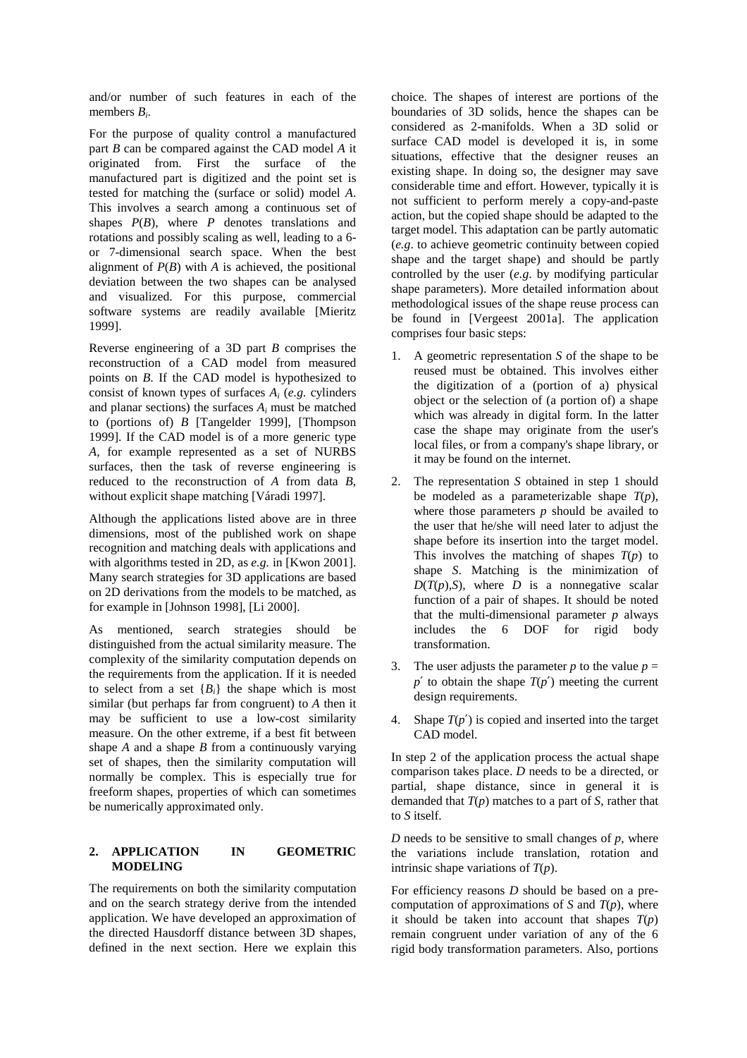and/or number of such features in each of the members $B_i$.

For the purpose of quality control a manufactured part $B$ can be compared against the CAD model $A$ it originated from. First the surface of the manufactured part is digitized and the point set is tested for matching the (surface or solid) model $A$. This involves a search among a continuous set of shapes $P(B)$, where $P$ denotes translations and rotations and possibly scaling as well, leading to a 6- or 7-dimensional search space. When the best alignment of $P(B)$ with $A$ is achieved, the positional deviation between the two shapes can be analysed and visualized. For this purpose, commercial software systems are readily available [Mieritz 1999].

Reverse engineering of a 3D part $B$ comprises the reconstruction of a CAD model from measured points on $B$. If the CAD model is hypothesized to consist of known types of surfaces $A_i$ (*e.g.* cylinders and planar sections) the surfaces $A_i$ must be matched to (portions of) $B$ [Tangelder 1999], [Thompson 1999]. If the CAD model is of a more generic type $A$, for example represented as a set of NURBS surfaces, then the task of reverse engineering is reduced to the reconstruction of $A$ from data $B$, without explicit shape matching [Váradi 1997].

Although the applications listed above are in three dimensions, most of the published work on shape recognition and matching deals with applications and with algorithms tested in 2D, as *e.g.* in [Kwon 2001]. Many search strategies for 3D applications are based on 2D derivations from the models to be matched, as for example in [Johnson 1998], [Li 2000].

As mentioned, search strategies should be distinguished from the actual similarity measure. The complexity of the similarity computation depends on the requirements from the application. If it is needed to select from a set $\{B_i\}$ the shape which is most similar (but perhaps far from congruent) to $A$ then it may be sufficient to use a low-cost similarity measure. On the other extreme, if a best fit between shape $A$ and a shape $B$ from a continuously varying set of shapes, then the similarity computation will normally be complex. This is especially true for freeform shapes, properties of which can sometimes be numerically approximated only.

## 2. APPLICATION IN GEOMETRIC MODELING

The requirements on both the similarity computation and on the search strategy derive from the intended application. We have developed an approximation of the directed Hausdorff distance between 3D shapes, defined in the next section. Here we explain this choice. The shapes of interest are portions of the boundaries of 3D solids, hence the shapes can be considered as 2-manifolds. When a 3D solid or surface CAD model is developed it is, in some situations, effective that the designer reuses an existing shape. In doing so, the designer may save considerable time and effort. However, typically it is not sufficient to perform merely a copy-and-paste action, but the copied shape should be adapted to the target model. This adaptation can be partly automatic (*e.g*. to achieve geometric continuity between copied shape and the target shape) and should be partly controlled by the user (*e.g.* by modifying particular shape parameters). More detailed information about methodological issues of the shape reuse process can be found in [Vergeest 2001a]. The application comprises four basic steps:

1. A geometric representation $S$ of the shape to be reused must be obtained. This involves either the digitization of a (portion of a) physical object or the selection of (a portion of) a shape which was already in digital form. In the latter case the shape may originate from the user's local files, or from a company's shape library, or it may be found on the internet.
2. The representation $S$ obtained in step 1 should be modeled as a parameterizable shape $T(p)$, where those parameters $p$ should be availed to the user that he/she will need later to adjust the shape before its insertion into the target model. This involves the matching of shapes $T(p)$ to shape $S$. Matching is the minimization of $D(T(p),S)$, where $D$ is a nonnegative scalar function of a pair of shapes. It should be noted that the multi-dimensional parameter $p$ always includes the 6 DOF for rigid body transformation.
3. The user adjusts the parameter $p$ to the value $p = p'$ to obtain the shape $T(p')$ meeting the current design requirements.
4. Shape $T(p')$ is copied and inserted into the target CAD model.

In step 2 of the application process the actual shape comparison takes place. $D$ needs to be a directed, or partial, shape distance, since in general it is demanded that $T(p)$ matches to a part of $S$, rather that to $S$ itself.

$D$ needs to be sensitive to small changes of $p$, where the variations include translation, rotation and intrinsic shape variations of $T(p)$.

For efficiency reasons $D$ should be based on a pre-computation of approximations of $S$ and $T(p)$, where it should be taken into account that shapes $T(p)$ remain congruent under variation of any of the 6 rigid body transformation parameters. Also, portions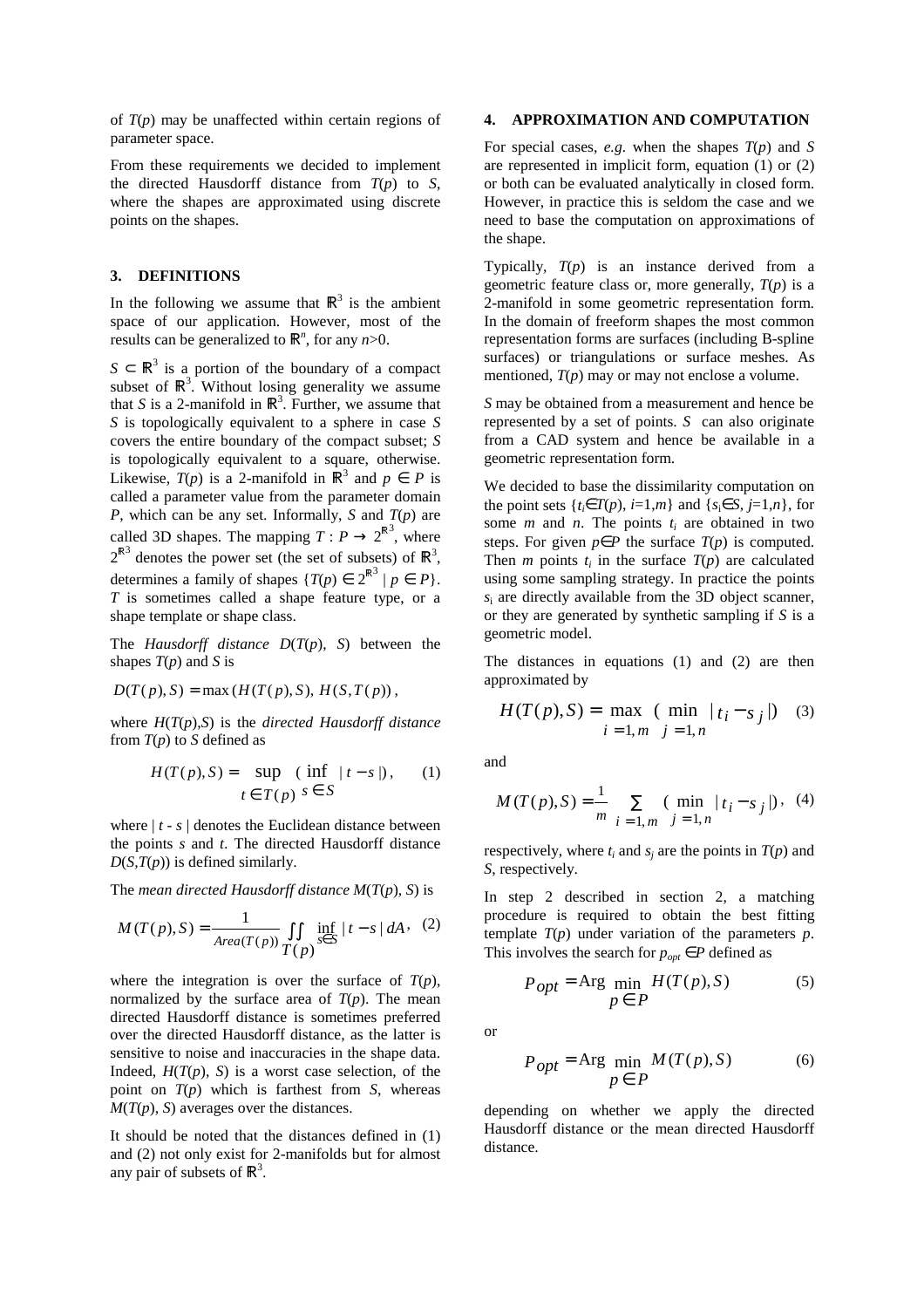of $T(p)$ may be unaffected within certain regions of parameter space.

From these requirements we decided to implement the directed Hausdorff distance from $T(p)$ to $S$, where the shapes are approximated using discrete points on the shapes.

## 3. DEFINITIONS

In the following we assume that $\mathbb{R}^3$ is the ambient space of our application. However, most of the results can be generalized to $\mathbb{R}^n$, for any $n>0$.

$S \subset \mathbb{R}^3$ is a portion of the boundary of a compact subset of $\mathbb{R}^3$. Without losing generality we assume that $S$ is a 2-manifold in $\mathbb{R}^3$. Further, we assume that $S$ is topologically equivalent to a sphere in case $S$ covers the entire boundary of the compact subset; $S$ is topologically equivalent to a square, otherwise. Likewise, $T(p)$ is a 2-manifold in $\mathbb{R}^3$ and $p \in P$ is called a parameter value from the parameter domain $P$, which can be any set. Informally, $S$ and $T(p)$ are called 3D shapes. The mapping $T : P \rightarrow 2^{\mathbb{R}^3}$, where $2^{\mathbb{R}^3}$ denotes the power set (the set of subsets) of $\mathbb{R}^3$, determines a family of shapes $\{T(p) \in 2^{\mathbb{R}^3} \mid p \in P\}$. $T$ is sometimes called a shape feature type, or a shape template or shape class.

The *Hausdorff distance* $D(T(p), S)$ between the shapes $T(p)$ and $S$ is

$$D(T(p), S) = \max(H(T(p), S),\ H(S, T(p))),$$

where $H(T(p),S)$ is the *directed Hausdorff distance* from $T(p)$ to $S$ defined as

$$H(T(p), S) = \sup_{t \in T(p)} (\inf_{s \in S} |t - s|), \qquad (1)$$

where $|t - s|$ denotes the Euclidean distance between the points $s$ and $t$. The directed Hausdorff distance $D(S,T(p))$ is defined similarly.

The *mean directed Hausdorff distance* $M(T(p), S)$ is

$$M(T(p), S) = \frac{1}{Area(T(p))} \iint_{T(p)} \inf_{s \in S} |t - s| \, dA, \quad (2)$$

where the integration is over the surface of $T(p)$, normalized by the surface area of $T(p)$. The mean directed Hausdorff distance is sometimes preferred over the directed Hausdorff distance, as the latter is sensitive to noise and inaccuracies in the shape data. Indeed, $H(T(p), S)$ is a worst case selection, of the point on $T(p)$ which is farthest from $S$, whereas $M(T(p), S)$ averages over the distances.

It should be noted that the distances defined in (1) and (2) not only exist for 2-manifolds but for almost any pair of subsets of $\mathbb{R}^3$.

## 4. APPROXIMATION AND COMPUTATION

For special cases, *e.g.* when the shapes $T(p)$ and $S$ are represented in implicit form, equation (1) or (2) or both can be evaluated analytically in closed form. However, in practice this is seldom the case and we need to base the computation on approximations of the shape.

Typically, $T(p)$ is an instance derived from a geometric feature class or, more generally, $T(p)$ is a 2-manifold in some geometric representation form. In the domain of freeform shapes the most common representation forms are surfaces (including B-spline surfaces) or triangulations or surface meshes. As mentioned, $T(p)$ may or may not enclose a volume.

$S$ may be obtained from a measurement and hence be represented by a set of points. $S$ can also originate from a CAD system and hence be available in a geometric representation form.

We decided to base the dissimilarity computation on the point sets $\{t_i \in T(p),\ i=1,m\}$ and $\{s_i \in S,\ j=1,n\}$, for some $m$ and $n$. The points $t_i$ are obtained in two steps. For given $p \in P$ the surface $T(p)$ is computed. Then $m$ points $t_i$ in the surface $T(p)$ are calculated using some sampling strategy. In practice the points $s_i$ are directly available from the 3D object scanner, or they are generated by synthetic sampling if $S$ is a geometric model.

The distances in equations (1) and (2) are then approximated by

$$H(T(p), S) = \max_{i=1,m} (\min_{j=1,n} |t_i - s_j|) \quad (3)$$

and

$$M(T(p), S) = \frac{1}{m} \sum_{i=1,m} (\min_{j=1,n} |t_i - s_j|), \quad (4)$$

respectively, where $t_i$ and $s_j$ are the points in $T(p)$ and $S$, respectively.

In step 2 described in section 2, a matching procedure is required to obtain the best fitting template $T(p)$ under variation of the parameters $p$. This involves the search for $p_{opt} \in P$ defined as

$$P_{opt} = \operatorname{Arg} \min_{p \in P} H(T(p), S) \qquad (5)$$

or

$$P_{opt} = \operatorname{Arg} \min_{p \in P} M(T(p), S) \qquad (6)$$

depending on whether we apply the directed Hausdorff distance or the mean directed Hausdorff distance.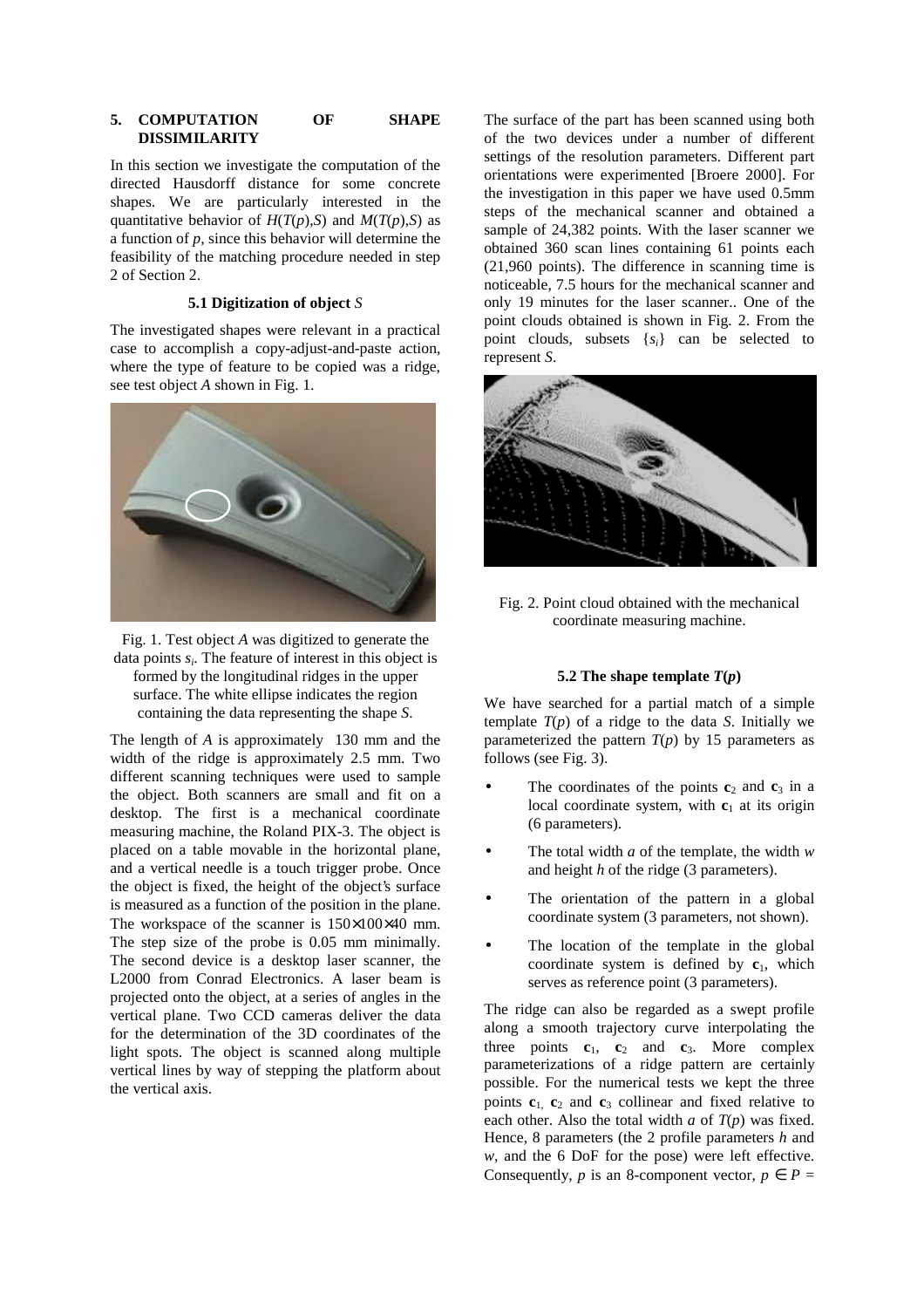## 5. COMPUTATION OF SHAPE DISSIMILARITY

In this section we investigate the computation of the directed Hausdorff distance for some concrete shapes. We are particularly interested in the quantitative behavior of $H(T(p),S)$ and $M(T(p),S)$ as a function of $p$, since this behavior will determine the feasibility of the matching procedure needed in step 2 of Section 2.

### 5.1 Digitization of object *S*

The investigated shapes were relevant in a practical case to accomplish a copy-adjust-and-paste action, where the type of feature to be copied was a ridge, see test object *A* shown in Fig. 1.

Fig. 1. Test object *A* was digitized to generate the data points $s_i$. The feature of interest in this object is formed by the longitudinal ridges in the upper surface. The white ellipse indicates the region containing the data representing the shape *S*.

The length of *A* is approximately 130 mm and the width of the ridge is approximately 2.5 mm. Two different scanning techniques were used to sample the object. Both scanners are small and fit on a desktop. The first is a mechanical coordinate measuring machine, the Roland PIX-3. The object is placed on a table movable in the horizontal plane, and a vertical needle is a touch trigger probe. Once the object is fixed, the height of the object's surface is measured as a function of the position in the plane. The workspace of the scanner is 150×100×40 mm. The step size of the probe is 0.05 mm minimally. The second device is a desktop laser scanner, the L2000 from Conrad Electronics. A laser beam is projected onto the object, at a series of angles in the vertical plane. Two CCD cameras deliver the data for the determination of the 3D coordinates of the light spots. The object is scanned along multiple vertical lines by way of stepping the platform about the vertical axis.

The surface of the part has been scanned using both of the two devices under a number of different settings of the resolution parameters. Different part orientations were experimented [Broere 2000]. For the investigation in this paper we have used 0.5mm steps of the mechanical scanner and obtained a sample of 24,382 points. With the laser scanner we obtained 360 scan lines containing 61 points each (21,960 points). The difference in scanning time is noticeable, 7.5 hours for the mechanical scanner and only 19 minutes for the laser scanner.. One of the point clouds obtained is shown in Fig. 2. From the point clouds, subsets $\{s_i\}$ can be selected to represent *S*.

Fig. 2. Point cloud obtained with the mechanical coordinate measuring machine.

### 5.2 The shape template *T*(*p*)

We have searched for a partial match of a simple template $T(p)$ of a ridge to the data *S*. Initially we parameterized the pattern $T(p)$ by 15 parameters as follows (see Fig. 3).

- The coordinates of the points $\mathbf{c}_2$ and $\mathbf{c}_3$ in a local coordinate system, with $\mathbf{c}_1$ at its origin (6 parameters).
- The total width *a* of the template, the width *w* and height *h* of the ridge (3 parameters).
- The orientation of the pattern in a global coordinate system (3 parameters, not shown).
- The location of the template in the global coordinate system is defined by $\mathbf{c}_1$, which serves as reference point (3 parameters).

The ridge can also be regarded as a swept profile along a smooth trajectory curve interpolating the three points $\mathbf{c}_1$, $\mathbf{c}_2$ and $\mathbf{c}_3$. More complex parameterizations of a ridge pattern are certainly possible. For the numerical tests we kept the three points $\mathbf{c}_1$, $\mathbf{c}_2$ and $\mathbf{c}_3$ collinear and fixed relative to each other. Also the total width *a* of $T(p)$ was fixed. Hence, 8 parameters (the 2 profile parameters *h* and *w*, and the 6 DoF for the pose) were left effective. Consequently, *p* is an 8-component vector, $p \in P =$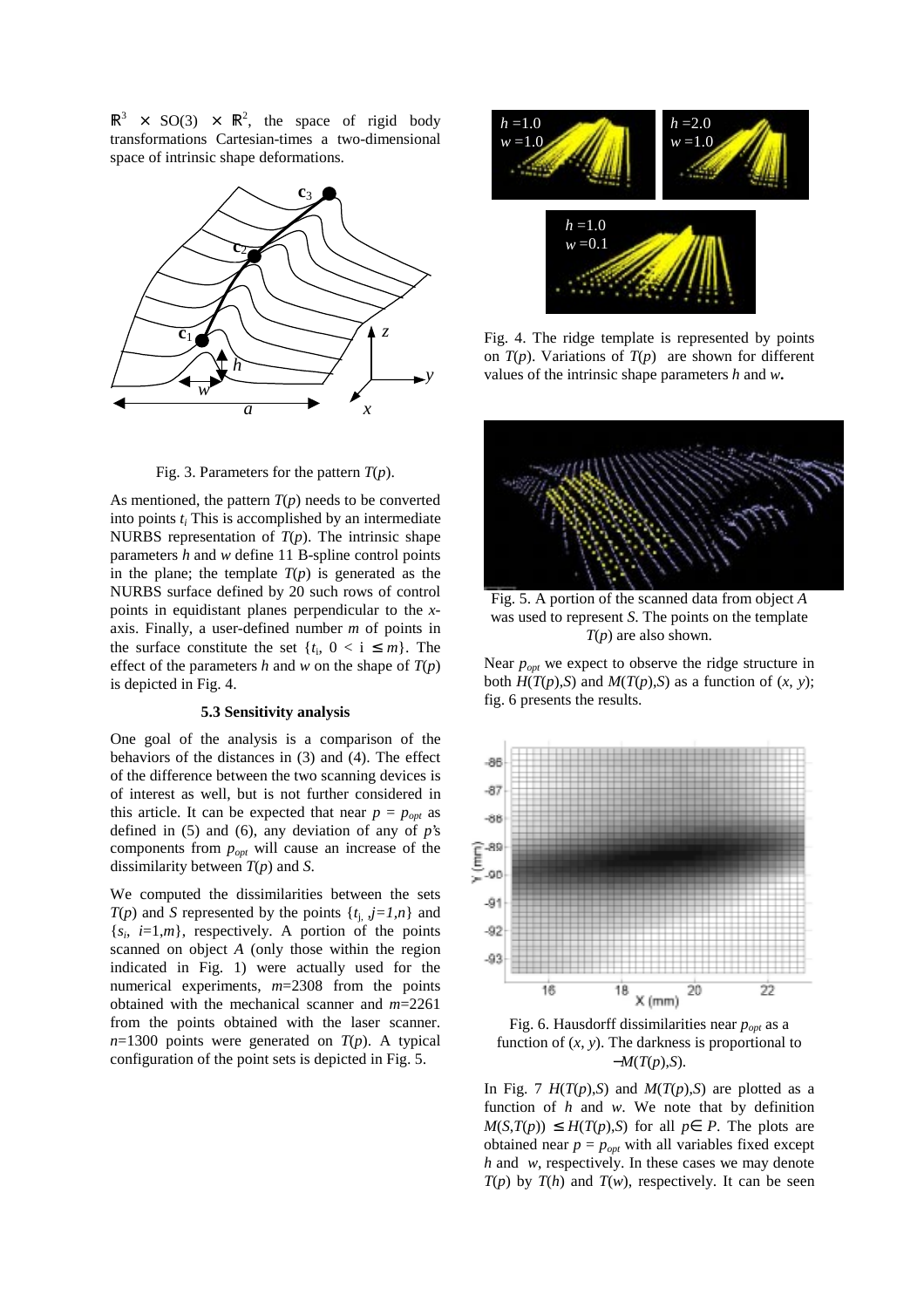$\mathbb{R}^3 \times SO(3) \times \mathbb{R}^2$, the space of rigid body transformations Cartesian-times a two-dimensional space of intrinsic shape deformations.

$\mathbf{c}_3$
$\mathbf{c}_2$
$\mathbf{c}_1$
$h$
$w$
$a$
$z$
$y$
$x$

Fig. 3. Parameters for the pattern $T(p)$.

As mentioned, the pattern $T(p)$ needs to be converted into points $t_i$ This is accomplished by an intermediate NURBS representation of $T(p)$. The intrinsic shape parameters $h$ and $w$ define 11 B-spline control points in the plane; the template $T(p)$ is generated as the NURBS surface defined by 20 such rows of control points in equidistant planes perpendicular to the $x$-axis. Finally, a user-defined number $m$ of points in the surface constitute the set $\{t_i,\ 0 < i \leq m\}$. The effect of the parameters $h$ and $w$ on the shape of $T(p)$ is depicted in Fig. 4.

### 5.3 Sensitivity analysis

One goal of the analysis is a comparison of the behaviors of the distances in (3) and (4). The effect of the difference between the two scanning devices is of interest as well, but is not further considered in this article. It can be expected that near $p = p_{opt}$ as defined in (5) and (6), any deviation of any of $p$'s components from $p_{opt}$ will cause an increase of the dissimilarity between $T(p)$ and $S$.

We computed the dissimilarities between the sets $T(p)$ and $S$ represented by the points $\{t_j, j=1,n\}$ and $\{s_i, i=1,m\}$, respectively. A portion of the points scanned on object $A$ (only those within the region indicated in Fig. 1) were actually used for the numerical experiments, $m$=2308 from the points obtained with the mechanical scanner and $m$=2261 from the points obtained with the laser scanner. $n$=1300 points were generated on $T(p)$. A typical configuration of the point sets is depicted in Fig. 5.

$h$ =1.0
$w$ =1.0

$h$ =2.0
$w$ =1.0

$h$ =1.0
$w$ =0.1

Fig. 4. The ridge template is represented by points on $T(p)$. Variations of $T(p)$ are shown for different values of the intrinsic shape parameters $h$ and $w$.

Fig. 5. A portion of the scanned data from object $A$ was used to represent $S$. The points on the template $T(p)$ are also shown.

Near $p_{opt}$ we expect to observe the ridge structure in both $H(T(p),S)$ and $M(T(p),S)$ as a function of $(x, y)$; fig. 6 presents the results.

-86
-87
-88
-89
-90
-91
-92
-93
Y (mm)
16
18
20
22
X (mm)

Fig. 6. Hausdorff dissimilarities near $p_{opt}$ as a function of $(x, y)$. The darkness is proportional to $-M(T(p),S)$.

In Fig. 7 $H(T(p),S)$ and $M(T(p),S)$ are plotted as a function of $h$ and $w$. We note that by definition $M(S,T(p)) \leq H(T(p),S)$ for all $p \in P$. The plots are obtained near $p = p_{opt}$ with all variables fixed except $h$ and $w$, respectively. In these cases we may denote $T(p)$ by $T(h)$ and $T(w)$, respectively. It can be seen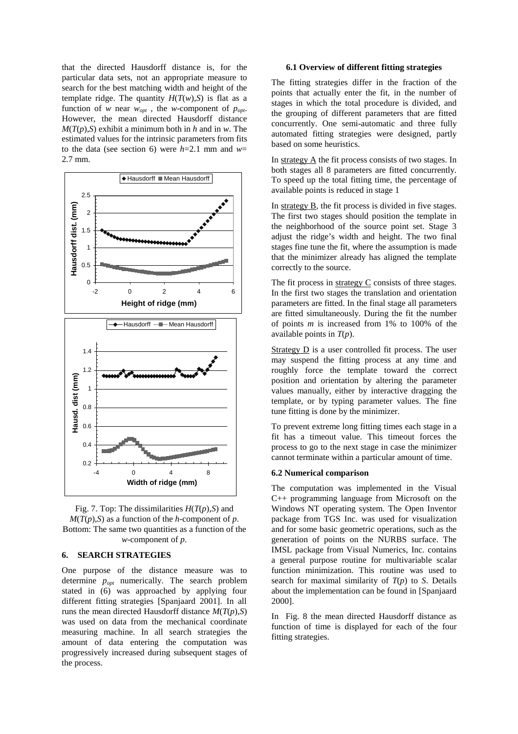that the directed Hausdorff distance is, for the particular data sets, not an appropriate measure to search for the best matching width and height of the template ridge. The quantity $H(T(w),S)$ is flat as a function of $w$ near $w_{opt}$ , the $w$-component of $p_{opt}$. However, the mean directed Hausdorff distance $M(T(p),S)$ exhibit a minimum both in $h$ and in $w$. The estimated values for the intrinsic parameters from fits to the data (see section 6) were $h$=2.1 mm and $w$= 2.7 mm.

◆ Hausdorff ■ Mean Hausdorff

Hausdorff dist. (mm)

2.5
2
1.5
1
0.5
0

-2 0 2 4 6

Height of ridge (mm)

Hausdorff Mean Hausdorff

Hausd. dist (mm)

1.4
1.2
1
0.8
0.6
0.4
0.2

-4 0 4 8

Width of ridge (mm)

Fig. 7. Top: The dissimilarities $H(T(p),S)$ and $M(T(p),S)$ as a function of the $h$-component of $p$. Bottom: The same two quantities as a function of the $w$-component of $p$.

## 6. SEARCH STRATEGIES

One purpose of the distance measure was to determine $p_{opt}$ numerically. The search problem stated in (6) was approached by applying four different fitting strategies [Spanjaard 2001]. In all runs the mean directed Hausdorff distance $M(T(p),S)$ was used on data from the mechanical coordinate measuring machine. In all search strategies the amount of data entering the computation was progressively increased during subsequent stages of the process.

### 6.1 Overview of different fitting strategies

The fitting strategies differ in the fraction of the points that actually enter the fit, in the number of stages in which the total procedure is divided, and the grouping of different parameters that are fitted concurrently. One semi-automatic and three fully automated fitting strategies were designed, partly based on some heuristics.

In strategy A the fit process consists of two stages. In both stages all 8 parameters are fitted concurrently. To speed up the total fitting time, the percentage of available points is reduced in stage 1

In strategy B, the fit process is divided in five stages. The first two stages should position the template in the neighborhood of the source point set. Stage 3 adjust the ridge's width and height. The two final stages fine tune the fit, where the assumption is made that the minimizer already has aligned the template correctly to the source.

The fit process in strategy C consists of three stages. In the first two stages the translation and orientation parameters are fitted. In the final stage all parameters are fitted simultaneously. During the fit the number of points $m$ is increased from 1% to 100% of the available points in $T(p)$.

Strategy D is a user controlled fit process. The user may suspend the fitting process at any time and roughly force the template toward the correct position and orientation by altering the parameter values manually, either by interactive dragging the template, or by typing parameter values. The fine tune fitting is done by the minimizer.

To prevent extreme long fitting times each stage in a fit has a timeout value. This timeout forces the process to go to the next stage in case the minimizer cannot terminate within a particular amount of time.

### 6.2 Numerical comparison

The computation was implemented in the Visual C++ programming language from Microsoft on the Windows NT operating system. The Open Inventor package from TGS Inc. was used for visualization and for some basic geometric operations, such as the generation of points on the NURBS surface. The IMSL package from Visual Numerics, Inc. contains a general purpose routine for multivariable scalar function minimization. This routine was used to search for maximal similarity of $T(p)$ to $S$. Details about the implementation can be found in [Spanjaard 2000].

In Fig. 8 the mean directed Hausdorff distance as function of time is displayed for each of the four fitting strategies.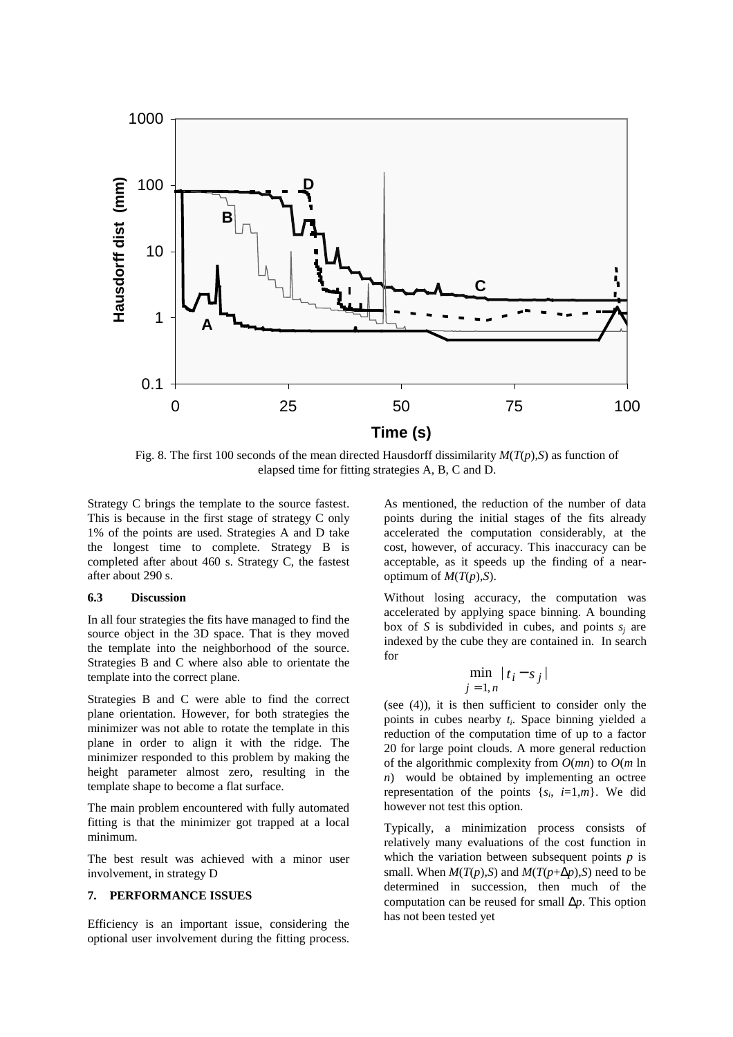1000

100

10

1

0.1

Hausdorff dist (mm)

0

25

50

75

100

Time (s)

A

B

C

D

Fig. 8. The first 100 seconds of the mean directed Hausdorff dissimilarity $M(T(p),S)$ as function of elapsed time for fitting strategies A, B, C and D.

Strategy C brings the template to the source fastest. This is because in the first stage of strategy C only 1% of the points are used. Strategies A and D take the longest time to complete. Strategy B is completed after about 460 s. Strategy C, the fastest after about 290 s.

### 6.3 Discussion

In all four strategies the fits have managed to find the source object in the 3D space. That is they moved the template into the neighborhood of the source. Strategies B and C where also able to orientate the template into the correct plane.

Strategies B and C were able to find the correct plane orientation. However, for both strategies the minimizer was not able to rotate the template in this plane in order to align it with the ridge. The minimizer responded to this problem by making the height parameter almost zero, resulting in the template shape to become a flat surface.

The main problem encountered with fully automated fitting is that the minimizer got trapped at a local minimum.

The best result was achieved with a minor user involvement, in strategy D

## 7. PERFORMANCE ISSUES

Efficiency is an important issue, considering the optional user involvement during the fitting process. As mentioned, the reduction of the number of data points during the initial stages of the fits already accelerated the computation considerably, at the cost, however, of accuracy. This inaccuracy can be acceptable, as it speeds up the finding of a near-optimum of $M(T(p),S)$.

Without losing accuracy, the computation was accelerated by applying space binning. A bounding box of $S$ is subdivided in cubes, and points $s_j$ are indexed by the cube they are contained in. In search for

$$\min_{j=1,n} |t_i - s_j|$$

(see (4)), it is then sufficient to consider only the points in cubes nearby $t_i$. Space binning yielded a reduction of the computation time of up to a factor 20 for large point clouds. A more general reduction of the algorithmic complexity from $O(mn)$ to $O(m \ln n)$ would be obtained by implementing an octree representation of the points $\{s_i, i=1,m\}$. We did however not test this option.

Typically, a minimization process consists of relatively many evaluations of the cost function in which the variation between subsequent points $p$ is small. When $M(T(p),S)$ and $M(T(p+\Delta p),S)$ need to be determined in succession, then much of the computation can be reused for small $\Delta p$. This option has not been tested yet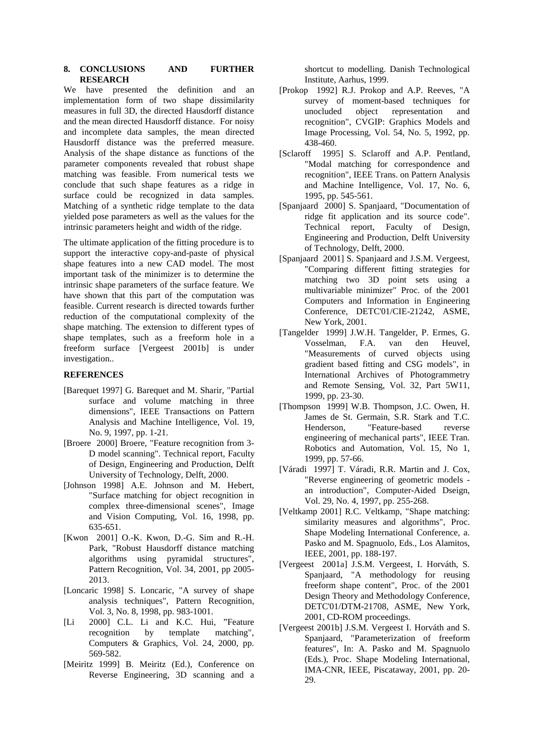## 8. CONCLUSIONS AND FURTHER RESEARCH

We have presented the definition and an implementation form of two shape dissimilarity measures in full 3D, the directed Hausdorff distance and the mean directed Hausdorff distance. For noisy and incomplete data samples, the mean directed Hausdorff distance was the preferred measure. Analysis of the shape distance as functions of the parameter components revealed that robust shape matching was feasible. From numerical tests we conclude that such shape features as a ridge in surface could be recognized in data samples. Matching of a synthetic ridge template to the data yielded pose parameters as well as the values for the intrinsic parameters height and width of the ridge.

The ultimate application of the fitting procedure is to support the interactive copy-and-paste of physical shape features into a new CAD model. The most important task of the minimizer is to determine the intrinsic shape parameters of the surface feature. We have shown that this part of the computation was feasible. Current research is directed towards further reduction of the computational complexity of the shape matching. The extension to different types of shape templates, such as a freeform hole in a freeform surface [Vergeest 2001b] is under investigation..

## REFERENCES

[Barequet 1997] G. Barequet and M. Sharir, "Partial surface and volume matching in three dimensions", IEEE Transactions on Pattern Analysis and Machine Intelligence, Vol. 19, No. 9, 1997, pp. 1-21.

[Broere 2000] Broere, "Feature recognition from 3-D model scanning". Technical report, Faculty of Design, Engineering and Production, Delft University of Technology, Delft, 2000.

[Johnson 1998] A.E. Johnson and M. Hebert, "Surface matching for object recognition in complex three-dimensional scenes", Image and Vision Computing, Vol. 16, 1998, pp. 635-651.

[Kwon 2001] O.-K. Kwon, D.-G. Sim and R.-H. Park, "Robust Hausdorff distance matching algorithms using pyramidal structures", Pattern Recognition, Vol. 34, 2001, pp 2005-2013.

[Loncaric 1998] S. Loncaric, "A survey of shape analysis techniques", Pattern Recognition, Vol. 3, No. 8, 1998, pp. 983-1001.

[Li 2000] C.L. Li and K.C. Hui, "Feature recognition by template matching", Computers & Graphics, Vol. 24, 2000, pp. 569-582.

[Meiritz 1999] B. Meiritz (Ed.), Conference on Reverse Engineering, 3D scanning and a shortcut to modelling. Danish Technological Institute, Aarhus, 1999.

[Prokop 1992] R.J. Prokop and A.P. Reeves, "A survey of moment-based techniques for unocluded object representation and recognition", CVGIP: Graphics Models and Image Processing, Vol. 54, No. 5, 1992, pp. 438-460.

[Sclaroff 1995] S. Sclaroff and A.P. Pentland, "Modal matching for correspondence and recognition", IEEE Trans. on Pattern Analysis and Machine Intelligence, Vol. 17, No. 6, 1995, pp. 545-561.

[Spanjaard 2000] S. Spanjaard, "Documentation of ridge fit application and its source code". Technical report, Faculty of Design, Engineering and Production, Delft University of Technology, Delft, 2000.

[Spanjaard 2001] S. Spanjaard and J.S.M. Vergeest, "Comparing different fitting strategies for matching two 3D point sets using a multivariable minimizer" Proc. of the 2001 Computers and Information in Engineering Conference, DETC'01/CIE-21242, ASME, New York, 2001.

[Tangelder 1999] J.W.H. Tangelder, P. Ermes, G. Vosselman, F.A. van den Heuvel, "Measurements of curved objects using gradient based fitting and CSG models", in International Archives of Photogrammetry and Remote Sensing, Vol. 32, Part 5W11, 1999, pp. 23-30.

[Thompson 1999] W.B. Thompson, J.C. Owen, H. James de St. Germain, S.R. Stark and T.C. Henderson, "Feature-based reverse engineering of mechanical parts", IEEE Tran. Robotics and Automation, Vol. 15, No 1, 1999, pp. 57-66.

[Váradi 1997] T. Váradi, R.R. Martin and J. Cox, "Reverse engineering of geometric models - an introduction", Computer-Aided Dseign, Vol. 29, No. 4, 1997, pp. 255-268.

[Veltkamp 2001] R.C. Veltkamp, "Shape matching: similarity measures and algorithms", Proc. Shape Modeling International Conference, a. Pasko and M. Spagnuolo, Eds., Los Alamitos, IEEE, 2001, pp. 188-197.

[Vergeest 2001a] J.S.M. Vergeest, I. Horváth, S. Spanjaard, "A methodology for reusing freeform shape content", Proc. of the 2001 Design Theory and Methodology Conference, DETC'01/DTM-21708, ASME, New York, 2001, CD-ROM proceedings.

[Vergeest 2001b] J.S.M. Vergeest I. Horváth and S. Spanjaard, "Parameterization of freeform features", In: A. Pasko and M. Spagnuolo (Eds.), Proc. Shape Modeling International, IMA-CNR, IEEE, Piscataway, 2001, pp. 20-29.